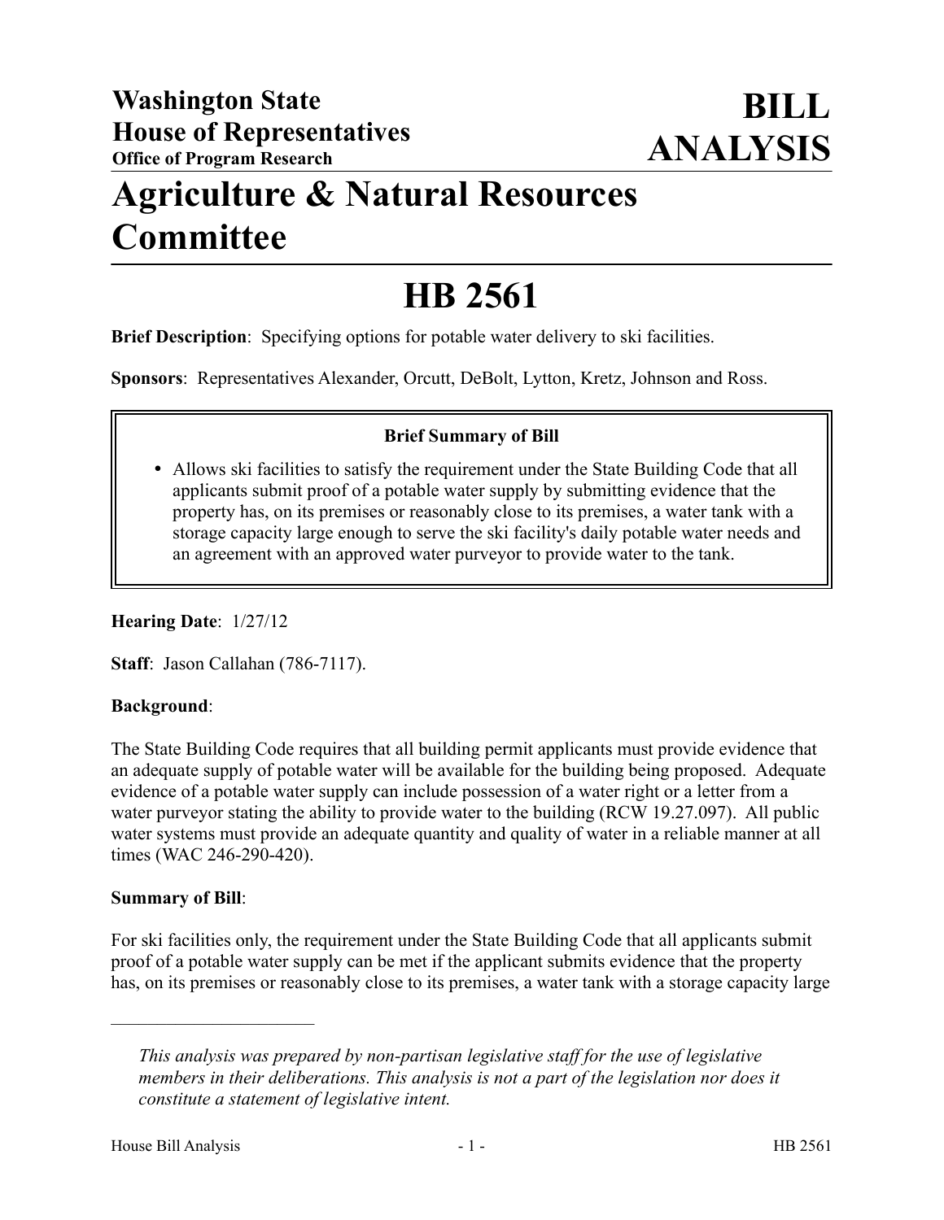**Washington State House of Representatives**
**Office of Program Research**

# BILL ANALYSIS

# Agriculture & Natural Resources Committee

# HB 2561

**Brief Description**: Specifying options for potable water delivery to ski facilities.

**Sponsors**: Representatives Alexander, Orcutt, DeBolt, Lytton, Kretz, Johnson and Ross.

**Brief Summary of Bill**

- Allows ski facilities to satisfy the requirement under the State Building Code that all applicants submit proof of a potable water supply by submitting evidence that the property has, on its premises or reasonably close to its premises, a water tank with a storage capacity large enough to serve the ski facility's daily potable water needs and an agreement with an approved water purveyor to provide water to the tank.

**Hearing Date**: 1/27/12

**Staff**: Jason Callahan (786-7117).

**Background**:

The State Building Code requires that all building permit applicants must provide evidence that an adequate supply of potable water will be available for the building being proposed. Adequate evidence of a potable water supply can include possession of a water right or a letter from a water purveyor stating the ability to provide water to the building (RCW 19.27.097). All public water systems must provide an adequate quantity and quality of water in a reliable manner at all times (WAC 246-290-420).

**Summary of Bill**:

For ski facilities only, the requirement under the State Building Code that all applicants submit proof of a potable water supply can be met if the applicant submits evidence that the property has, on its premises or reasonably close to its premises, a water tank with a storage capacity large

---

*This analysis was prepared by non-partisan legislative staff for the use of legislative members in their deliberations. This analysis is not a part of the legislation nor does it constitute a statement of legislative intent.*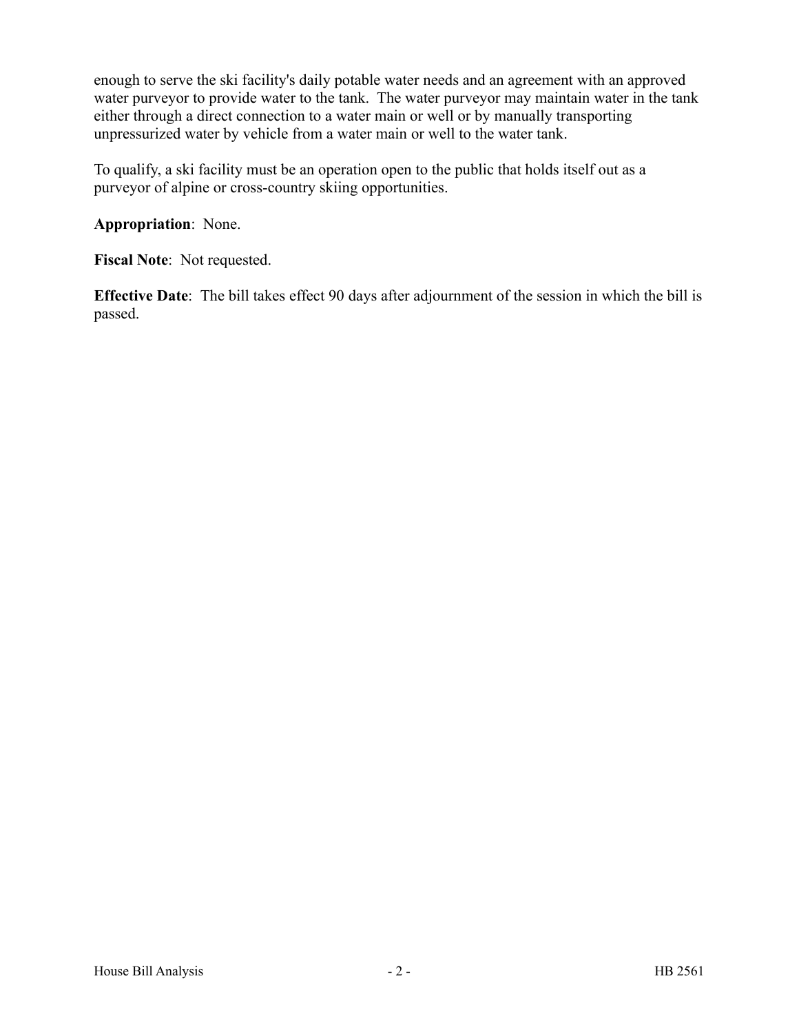enough to serve the ski facility's daily potable water needs and an agreement with an approved water purveyor to provide water to the tank. The water purveyor may maintain water in the tank either through a direct connection to a water main or well or by manually transporting unpressurized water by vehicle from a water main or well to the water tank.

To qualify, a ski facility must be an operation open to the public that holds itself out as a purveyor of alpine or cross-country skiing opportunities.

**Appropriation**: None.

**Fiscal Note**: Not requested.

**Effective Date**: The bill takes effect 90 days after adjournment of the session in which the bill is passed.